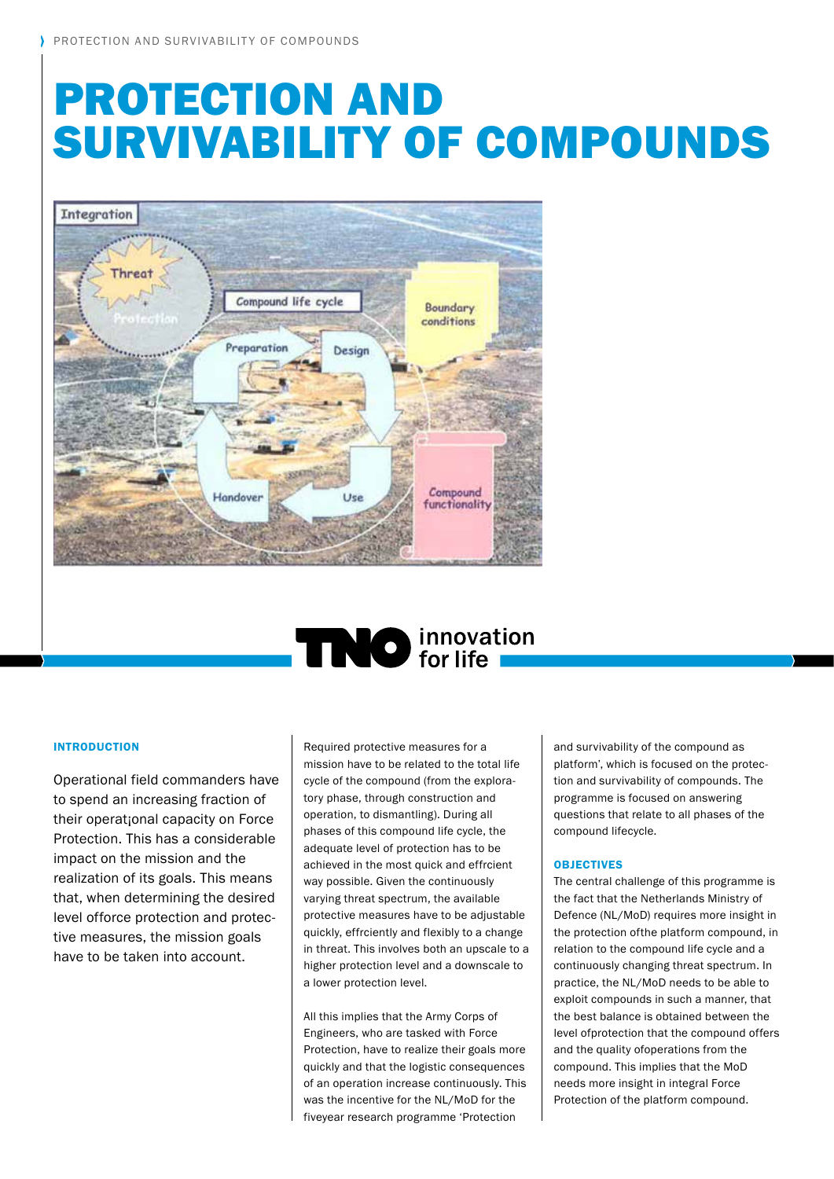# PROTECTION AND SURVIVABILITY OF COMPOUNDS

## INTRODUCTION

Operational field commanders have to spend an increasing fraction of their operat¡onal capacity on Force Protection. This has a considerable impact on the mission and the realization of its goals. This means that, when determining the desired level offorce protection and protective measures, the mission goals have to be taken into account.

Required protective measures for a mission have to be related to the total life cycle of the compound (from the exploratory phase, through construction and operation, to dismantling). During all phases of this compound life cycle, the adequate level of protection has to be achieved in the most quick and effrcient way possible. Given the continuously varying threat spectrum, the available protective measures have to be adjustable quickly, effrciently and flexibly to a change in threat. This involves both an upscale to a higher protection level and a downscale to a lower protection level.

All this implies that the Army Corps of Engineers, who are tasked with Force Protection, have to realize their goals more quickly and that the logistic consequences of an operation increase continuously. This was the incentive for the NL/MoD for the fiveyear research programme 'Protection and survivability of the compound as platform', which is focused on the protection and survivability of compounds. The programme is focused on answering questions that relate to all phases of the compound lifecycle.

## OBJECTIVES

The central challenge of this programme is the fact that the Netherlands Ministry of Defence (NL/MoD) requires more insight in the protection ofthe platform compound, in relation to the compound life cycle and a continuously changing threat spectrum. In practice, the NL/MoD needs to be able to exploit compounds in such a manner, that the best balance is obtained between the level ofprotection that the compound offers and the quality ofoperations from the compound. This implies that the MoD needs more insight in integral Force Protection of the platform compound.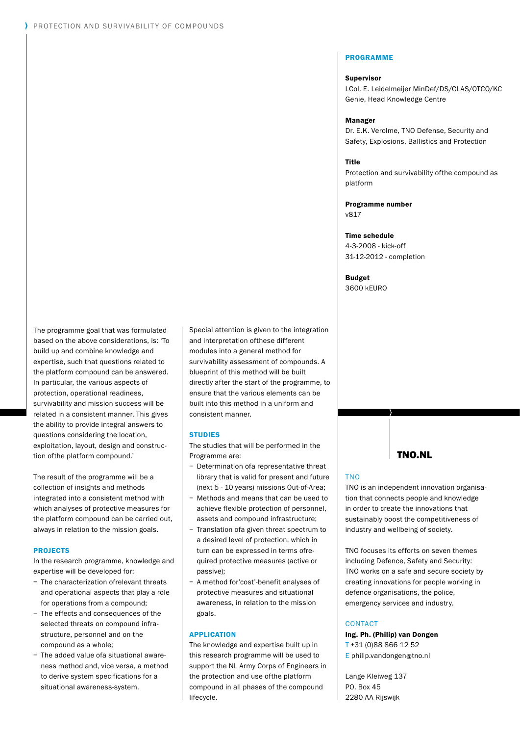The programme goal that was formulated based on the above considerations, is: 'To build up and combine knowledge and expertise, such that questions related to the platform compound can be answered. In particular, the various aspects of protection, operational readiness, survivability and mission success will be related in a consistent manner. This gives the ability to provide integral answers to questions considering the location, exploitation, layout, design and construction ofthe platform compound.'

The result of the programme will be a collection of insights and methods integrated into a consistent method with which analyses of protective measures for the platform compound can be carried out, always in relation to the mission goals.

## PROJECTS

In the research programme, knowledge and expertise will be developed for:

- The characterization ofrelevant threats and operational aspects that play a role for operations from a compound;
- The effects and consequences of the selected threats on compound infrastructure, personnel and on the compound as a whole;
- The added value ofa situational awareness method and, vice versa, a method to derive system specifications for a situational awareness-system.

Special attention is given to the integration and interpretation ofthese different modules into a general method for survivability assessment of compounds. A blueprint of this method will be built directly after the start of the programme, to ensure that the various elements can be built into this method in a uniform and consistent manner.

## STUDIES

The studies that will be performed in the Programme are:

- Determination ofa representative threat library that is valid for present and future (next 5 - 10 years) missions Out-of-Area;
- Methods and means that can be used to achieve flexible protection of personnel, assets and compound infrastructure;
- Translation ofa given threat spectrum to a desired level of protection, which in turn can be expressed in terms ofrequired protective measures (active or passive);
- A method for'cost'-benefit analyses of protective measures and situational awareness, in relation to the mission goals.

## APPLICATION

The knowledge and expertise built up in this research programme will be used to support the NL Army Corps of Engineers in the protection and use ofthe platform compound in all phases of the compound lifecycle.

## PROGRAMME

**Supervisor**
LCol. E. Leidelmeijer MinDef/DS/CLAS/OTCO/KC Genie, Head Knowledge Centre

**Manager**
Dr. E.K. Verolme, TNO Defense, Security and Safety, Explosions, Ballistics and Protection

**Title**
Protection and survivability ofthe compound as platform

**Programme number**
v817

**Time schedule**
4-3-2008 - kick-off
31-12-2012 - completion

**Budget**
3600 kEURO

## TNO.NL

### TNO

TNO is an independent innovation organisation that connects people and knowledge in order to create the innovations that sustainably boost the competitiveness of industry and wellbeing of society.

TNO focuses its efforts on seven themes including Defence, Safety and Security: TNO works on a safe and secure society by creating innovations for people working in defence organisations, the police, emergency services and industry.

### CONTACT

**Ing. Ph. (Philip) van Dongen**
T +31 (0)88 866 12 52
E philip.vandongen@tno.nl

Lange Kleiweg 137
PO. Box 45
2280 AA Rijswijk